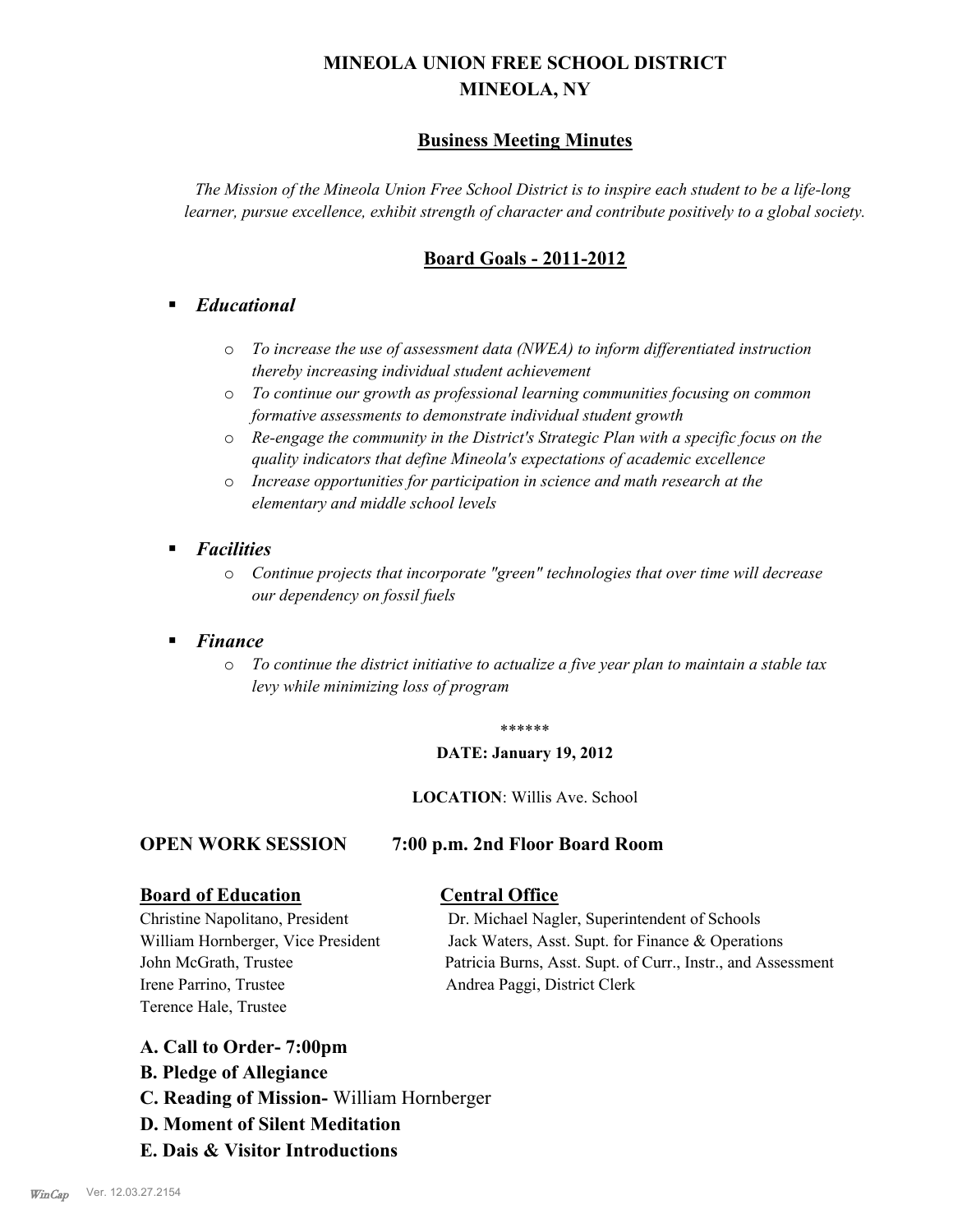# MINEOLA UNION FREE SCHOOL DISTRICT
# MINEOLA, NY

## Business Meeting Minutes

*The Mission of the Mineola Union Free School District is to inspire each student to be a life-long learner, pursue excellence, exhibit strength of character and contribute positively to a global society.*

## Board Goals - 2011-2012

- ***Educational***
  - *To increase the use of assessment data (NWEA) to inform differentiated instruction thereby increasing individual student achievement*
  - *To continue our growth as professional learning communities focusing on common formative assessments to demonstrate individual student growth*
  - *Re-engage the community in the District's Strategic Plan with a specific focus on the quality indicators that define Mineola's expectations of academic excellence*
  - *Increase opportunities for participation in science and math research at the elementary and middle school levels*
- ***Facilities***
  - *Continue projects that incorporate "green" technologies that over time will decrease our dependency on fossil fuels*
- ***Finance***
  - *To continue the district initiative to actualize a five year plan to maintain a stable tax levy while minimizing loss of program*

******

**DATE: January 19, 2012**

**LOCATION**: Willis Ave. School

**OPEN WORK SESSION 7:00 p.m. 2nd Floor Board Room**

**Board of Education**

Christine Napolitano, President
William Hornberger, Vice President
John McGrath, Trustee
Irene Parrino, Trustee
Terence Hale, Trustee

**Central Office**

Dr. Michael Nagler, Superintendent of Schools
Jack Waters, Asst. Supt. for Finance & Operations
Patricia Burns, Asst. Supt. of Curr., Instr., and Assessment
Andrea Paggi, District Clerk

**A. Call to Order- 7:00pm**

**B. Pledge of Allegiance**

**C. Reading of Mission-** William Hornberger

**D. Moment of Silent Meditation**

**E. Dais & Visitor Introductions**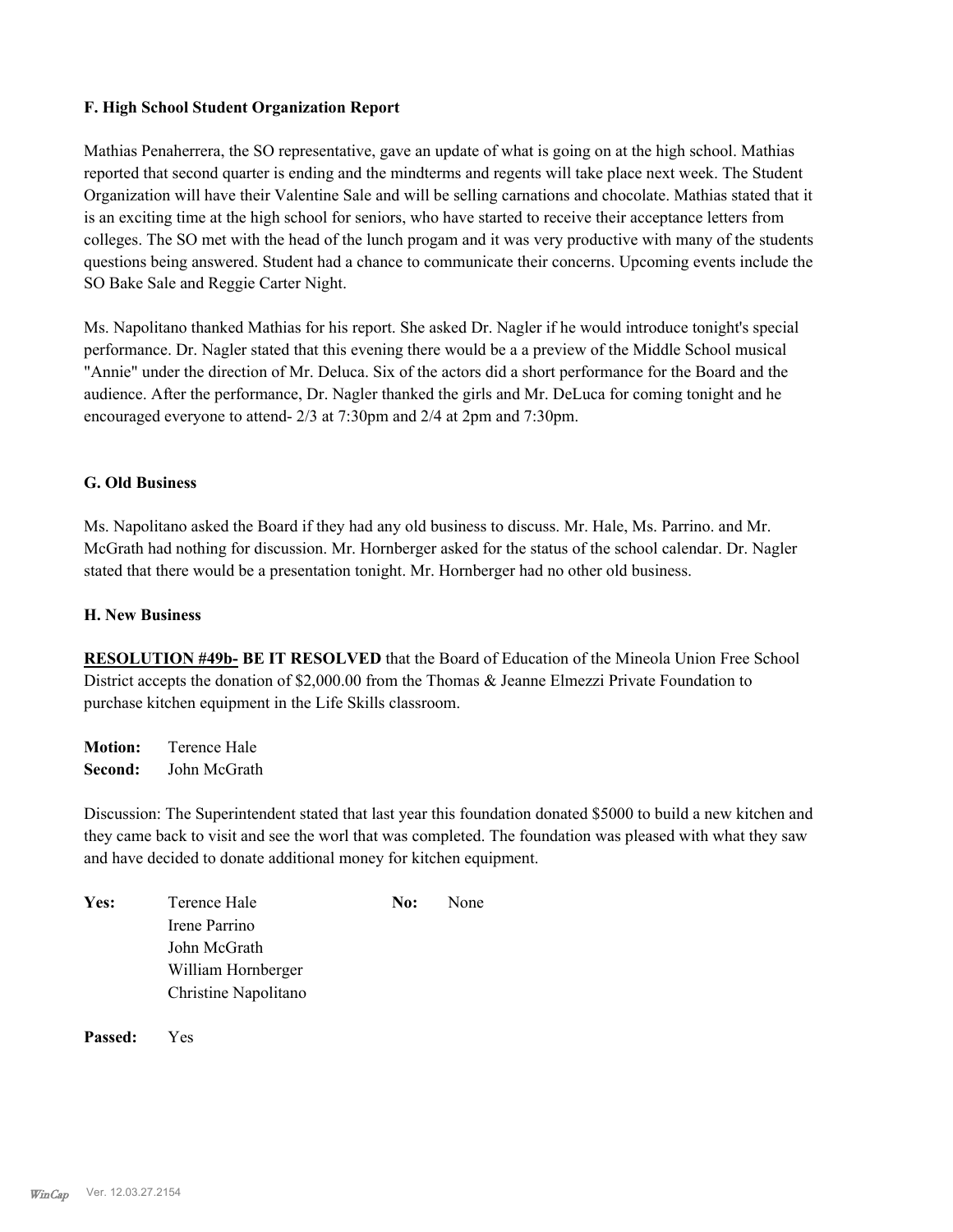**F. High School Student Organization Report**

Mathias Penaherrera, the SO representative, gave an update of what is going on at the high school. Mathias reported that second quarter is ending and the mindterms and regents will take place next week. The Student Organization will have their Valentine Sale and will be selling carnations and chocolate. Mathias stated that it is an exciting time at the high school for seniors, who have started to receive their acceptance letters from colleges. The SO met with the head of the lunch progam and it was very productive with many of the students questions being answered. Student had a chance to communicate their concerns. Upcoming events include the SO Bake Sale and Reggie Carter Night.

Ms. Napolitano thanked Mathias for his report. She asked Dr. Nagler if he would introduce tonight's special performance. Dr. Nagler stated that this evening there would be a a preview of the Middle School musical "Annie" under the direction of Mr. Deluca. Six of the actors did a short performance for the Board and the audience. After the performance, Dr. Nagler thanked the girls and Mr. DeLuca for coming tonight and he encouraged everyone to attend- 2/3 at 7:30pm and 2/4 at 2pm and 7:30pm.

**G. Old Business**

Ms. Napolitano asked the Board if they had any old business to discuss. Mr. Hale, Ms. Parrino. and Mr. McGrath had nothing for discussion. Mr. Hornberger asked for the status of the school calendar. Dr. Nagler stated that there would be a presentation tonight. Mr. Hornberger had no other old business.

**H. New Business**

**RESOLUTION #49b- BE IT RESOLVED** that the Board of Education of the Mineola Union Free School District accepts the donation of $2,000.00 from the Thomas & Jeanne Elmezzi Private Foundation to purchase kitchen equipment in the Life Skills classroom.

**Motion:** Terence Hale
**Second:** John McGrath

Discussion: The Superintendent stated that last year this foundation donated $5000 to build a new kitchen and they came back to visit and see the worl that was completed. The foundation was pleased with what they saw and have decided to donate additional money for kitchen equipment.

| **Yes:** | Terence Hale | **No:** | None |
|---|---|---|---|
| | Irene Parrino | | |
| | John McGrath | | |
| | William Hornberger | | |
| | Christine Napolitano | | |

**Passed:** Yes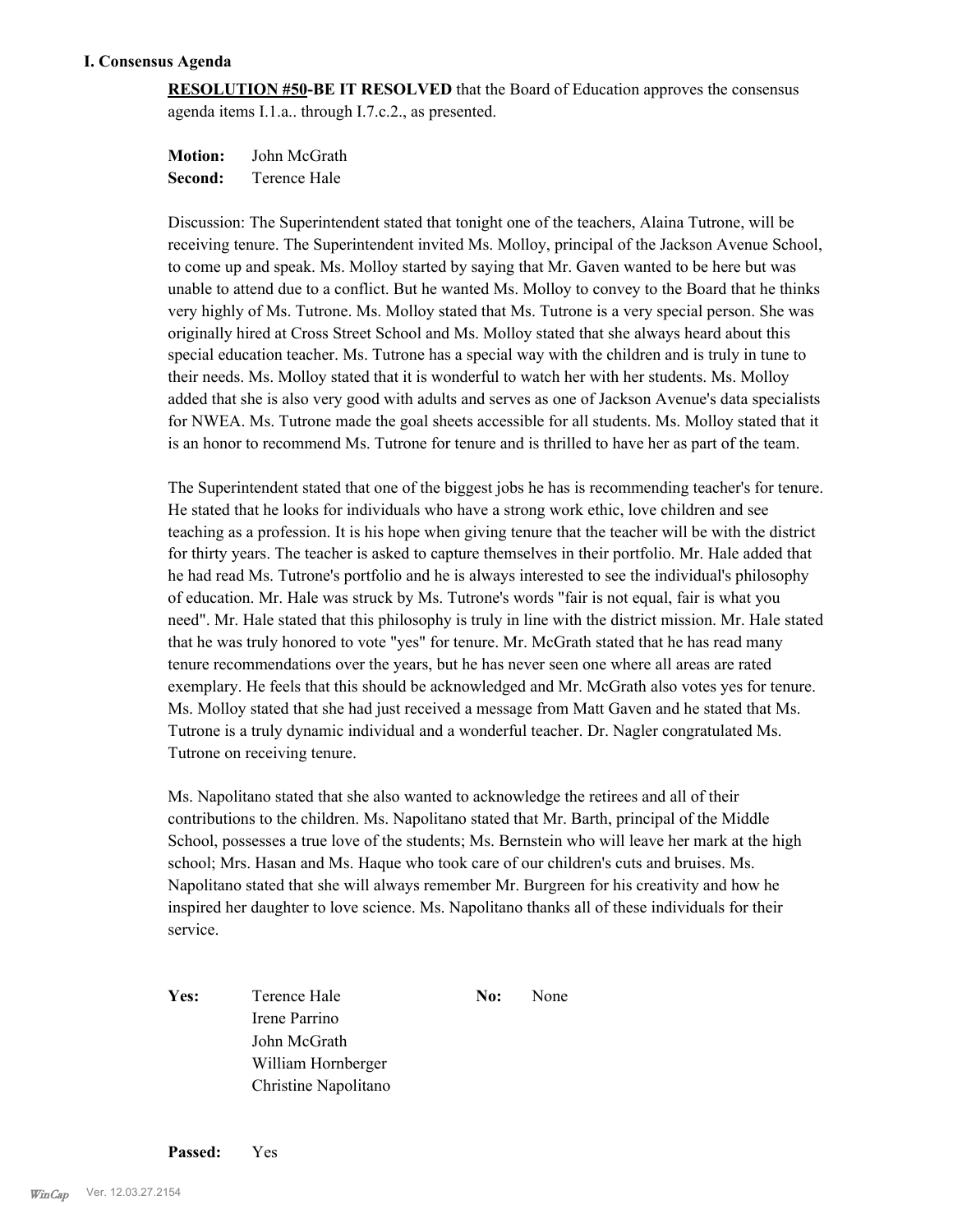## I. Consensus Agenda

**RESOLUTION #50-BE IT RESOLVED** that the Board of Education approves the consensus agenda items I.1.a.. through I.7.c.2., as presented.

**Motion:** John McGrath
**Second:** Terence Hale

Discussion: The Superintendent stated that tonight one of the teachers, Alaina Tutrone, will be receiving tenure. The Superintendent invited Ms. Molloy, principal of the Jackson Avenue School, to come up and speak. Ms. Molloy started by saying that Mr. Gaven wanted to be here but was unable to attend due to a conflict. But he wanted Ms. Molloy to convey to the Board that he thinks very highly of Ms. Tutrone. Ms. Molloy stated that Ms. Tutrone is a very special person. She was originally hired at Cross Street School and Ms. Molloy stated that she always heard about this special education teacher. Ms. Tutrone has a special way with the children and is truly in tune to their needs. Ms. Molloy stated that it is wonderful to watch her with her students. Ms. Molloy added that she is also very good with adults and serves as one of Jackson Avenue's data specialists for NWEA. Ms. Tutrone made the goal sheets accessible for all students. Ms. Molloy stated that it is an honor to recommend Ms. Tutrone for tenure and is thrilled to have her as part of the team.

The Superintendent stated that one of the biggest jobs he has is recommending teacher's for tenure. He stated that he looks for individuals who have a strong work ethic, love children and see teaching as a profession. It is his hope when giving tenure that the teacher will be with the district for thirty years. The teacher is asked to capture themselves in their portfolio. Mr. Hale added that he had read Ms. Tutrone's portfolio and he is always interested to see the individual's philosophy of education. Mr. Hale was struck by Ms. Tutrone's words "fair is not equal, fair is what you need". Mr. Hale stated that this philosophy is truly in line with the district mission. Mr. Hale stated that he was truly honored to vote "yes" for tenure. Mr. McGrath stated that he has read many tenure recommendations over the years, but he has never seen one where all areas are rated exemplary. He feels that this should be acknowledged and Mr. McGrath also votes yes for tenure. Ms. Molloy stated that she had just received a message from Matt Gaven and he stated that Ms. Tutrone is a truly dynamic individual and a wonderful teacher. Dr. Nagler congratulated Ms. Tutrone on receiving tenure.

Ms. Napolitano stated that she also wanted to acknowledge the retirees and all of their contributions to the children. Ms. Napolitano stated that Mr. Barth, principal of the Middle School, possesses a true love of the students; Ms. Bernstein who will leave her mark at the high school; Mrs. Hasan and Ms. Haque who took care of our children's cuts and bruises. Ms. Napolitano stated that she will always remember Mr. Burgreen for his creativity and how he inspired her daughter to love science. Ms. Napolitano thanks all of these individuals for their service.

**Yes:** Terence Hale
Irene Parrino
John McGrath
William Hornberger
Christine Napolitano

**No:** None

**Passed:** Yes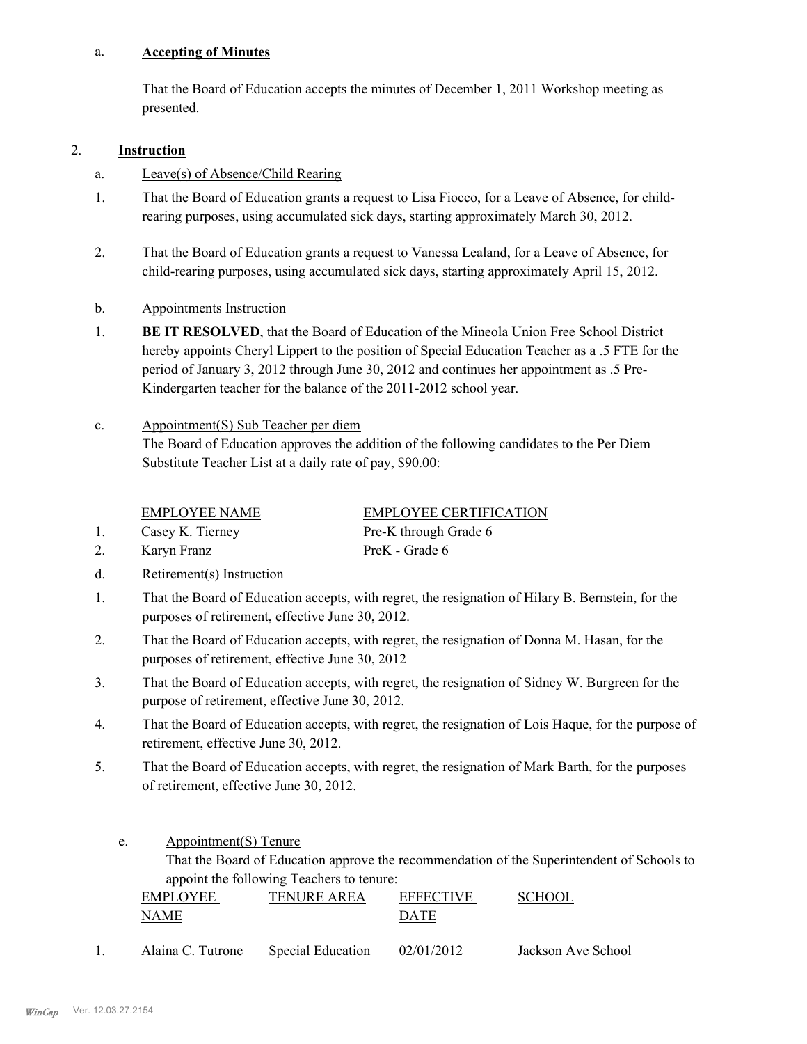a. **Accepting of Minutes**

That the Board of Education accepts the minutes of December 1, 2011 Workshop meeting as presented.

2. **Instruction**

a. Leave(s) of Absence/Child Rearing

1. That the Board of Education grants a request to Lisa Fiocco, for a Leave of Absence, for child-rearing purposes, using accumulated sick days, starting approximately March 30, 2012.

2. That the Board of Education grants a request to Vanessa Lealand, for a Leave of Absence, for child-rearing purposes, using accumulated sick days, starting approximately April 15, 2012.

b. Appointments Instruction

1. **BE IT RESOLVED**, that the Board of Education of the Mineola Union Free School District hereby appoints Cheryl Lippert to the position of Special Education Teacher as a .5 FTE for the period of January 3, 2012 through June 30, 2012 and continues her appointment as .5 Pre-Kindergarten teacher for the balance of the 2011-2012 school year.

c. Appointment(S) Sub Teacher per diem

The Board of Education approves the addition of the following candidates to the Per Diem Substitute Teacher List at a daily rate of pay, $90.00:

| | EMPLOYEE NAME | EMPLOYEE CERTIFICATION |
|---|---|---|
| 1. | Casey K. Tierney | Pre-K through Grade 6 |
| 2. | Karyn Franz | PreK - Grade 6 |

d. Retirement(s) Instruction

1. That the Board of Education accepts, with regret, the resignation of Hilary B. Bernstein, for the purposes of retirement, effective June 30, 2012.
2. That the Board of Education accepts, with regret, the resignation of Donna M. Hasan, for the purposes of retirement, effective June 30, 2012
3. That the Board of Education accepts, with regret, the resignation of Sidney W. Burgreen for the purpose of retirement, effective June 30, 2012.
4. That the Board of Education accepts, with regret, the resignation of Lois Haque, for the purpose of retirement, effective June 30, 2012.
5. That the Board of Education accepts, with regret, the resignation of Mark Barth, for the purposes of retirement, effective June 30, 2012.

e. Appointment(S) Tenure

That the Board of Education approve the recommendation of the Superintendent of Schools to appoint the following Teachers to tenure:

| | EMPLOYEE NAME | TENURE AREA | EFFECTIVE DATE | SCHOOL |
|---|---|---|---|---|
| 1. | Alaina C. Tutrone | Special Education | 02/01/2012 | Jackson Ave School |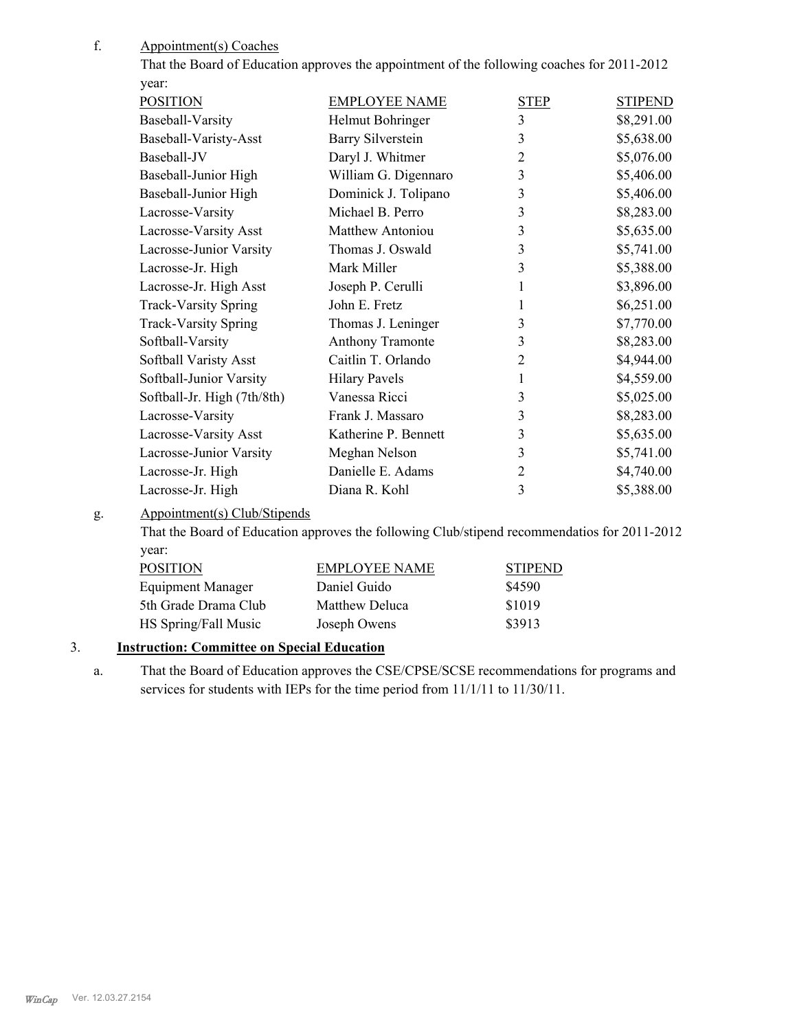f. Appointment(s) Coaches

That the Board of Education approves the appointment of the following coaches for 2011-2012 year:

| POSITION | EMPLOYEE NAME | STEP | STIPEND |
| --- | --- | --- | --- |
| Baseball-Varsity | Helmut Bohringer | 3 | $8,291.00 |
| Baseball-Varisty-Asst | Barry Silverstein | 3 | $5,638.00 |
| Baseball-JV | Daryl J. Whitmer | 2 | $5,076.00 |
| Baseball-Junior High | William G. Digennaro | 3 | $5,406.00 |
| Baseball-Junior High | Dominick J. Tolipano | 3 | $5,406.00 |
| Lacrosse-Varsity | Michael B. Perro | 3 | $8,283.00 |
| Lacrosse-Varsity Asst | Matthew Antoniou | 3 | $5,635.00 |
| Lacrosse-Junior Varsity | Thomas J. Oswald | 3 | $5,741.00 |
| Lacrosse-Jr. High | Mark Miller | 3 | $5,388.00 |
| Lacrosse-Jr. High Asst | Joseph P. Cerulli | 1 | $3,896.00 |
| Track-Varsity Spring | John E. Fretz | 1 | $6,251.00 |
| Track-Varsity Spring | Thomas J. Leninger | 3 | $7,770.00 |
| Softball-Varsity | Anthony Tramonte | 3 | $8,283.00 |
| Softball Varisty Asst | Caitlin T. Orlando | 2 | $4,944.00 |
| Softball-Junior Varsity | Hilary Pavels | 1 | $4,559.00 |
| Softball-Jr. High (7th/8th) | Vanessa Ricci | 3 | $5,025.00 |
| Lacrosse-Varsity | Frank J. Massaro | 3 | $8,283.00 |
| Lacrosse-Varsity Asst | Katherine P. Bennett | 3 | $5,635.00 |
| Lacrosse-Junior Varsity | Meghan Nelson | 3 | $5,741.00 |
| Lacrosse-Jr. High | Danielle E. Adams | 2 | $4,740.00 |
| Lacrosse-Jr. High | Diana R. Kohl | 3 | $5,388.00 |

g. Appointment(s) Club/Stipends

That the Board of Education approves the following Club/stipend recommendatios for 2011-2012 year:

| POSITION | EMPLOYEE NAME | STIPEND |
| --- | --- | --- |
| Equipment Manager | Daniel Guido | $4590 |
| 5th Grade Drama Club | Matthew Deluca | $1019 |
| HS Spring/Fall Music | Joseph Owens | $3913 |

3. **Instruction: Committee on Special Education**

a. That the Board of Education approves the CSE/CPSE/SCSE recommendations for programs and services for students with IEPs for the time period from 11/1/11 to 11/30/11.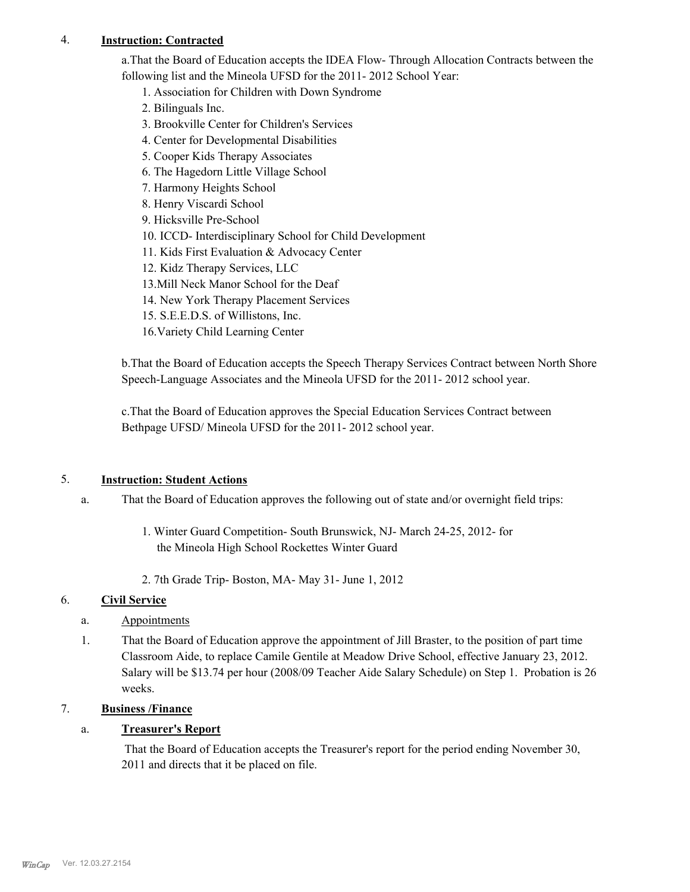4. **Instruction: Contracted**

a.That the Board of Education accepts the IDEA Flow- Through Allocation Contracts between the following list and the Mineola UFSD for the 2011- 2012 School Year:

1. Association for Children with Down Syndrome
2. Bilinguals Inc.
3. Brookville Center for Children's Services
4. Center for Developmental Disabilities
5. Cooper Kids Therapy Associates
6. The Hagedorn Little Village School
7. Harmony Heights School
8. Henry Viscardi School
9. Hicksville Pre-School
10. ICCD- Interdisciplinary School for Child Development
11. Kids First Evaluation & Advocacy Center
12. Kidz Therapy Services, LLC
13. Mill Neck Manor School for the Deaf
14. New York Therapy Placement Services
15. S.E.E.D.S. of Willistons, Inc.
16. Variety Child Learning Center

b.That the Board of Education accepts the Speech Therapy Services Contract between North Shore Speech-Language Associates and the Mineola UFSD for the 2011- 2012 school year.

c.That the Board of Education approves the Special Education Services Contract between Bethpage UFSD/ Mineola UFSD for the 2011- 2012 school year.

5. **Instruction: Student Actions**

a. That the Board of Education approves the following out of state and/or overnight field trips:

1. Winter Guard Competition- South Brunswick, NJ- March 24-25, 2012- for the Mineola High School Rockettes Winter Guard
2. 7th Grade Trip- Boston, MA- May 31- June 1, 2012

6. **Civil Service**

a. Appointments

1. That the Board of Education approve the appointment of Jill Braster, to the position of part time Classroom Aide, to replace Camile Gentile at Meadow Drive School, effective January 23, 2012. Salary will be $13.74 per hour (2008/09 Teacher Aide Salary Schedule) on Step 1. Probation is 26 weeks.

7. **Business /Finance**

a. **Treasurer's Report**

That the Board of Education accepts the Treasurer's report for the period ending November 30, 2011 and directs that it be placed on file.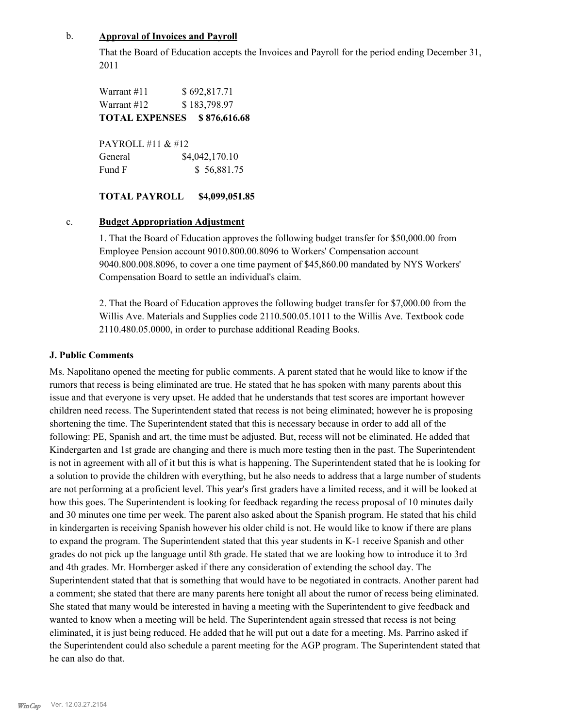b. **Approval of Invoices and Payroll**

That the Board of Education accepts the Invoices and Payroll for the period ending December 31, 2011

Warrant #11 $ 692,817.71
Warrant #12 $ 183,798.97
**TOTAL EXPENSES $ 876,616.68**

PAYROLL #11 & #12
General $4,042,170.10
Fund F $ 56,881.75

**TOTAL PAYROLL $4,099,051.85**

c. **Budget Appropriation Adjustment**

1. That the Board of Education approves the following budget transfer for $50,000.00 from Employee Pension account 9010.800.00.8096 to Workers' Compensation account 9040.800.008.8096, to cover a one time payment of $45,860.00 mandated by NYS Workers' Compensation Board to settle an individual's claim.

2. That the Board of Education approves the following budget transfer for $7,000.00 from the Willis Ave. Materials and Supplies code 2110.500.05.1011 to the Willis Ave. Textbook code 2110.480.05.0000, in order to purchase additional Reading Books.

**J. Public Comments**

Ms. Napolitano opened the meeting for public comments. A parent stated that he would like to know if the rumors that recess is being eliminated are true. He stated that he has spoken with many parents about this issue and that everyone is very upset. He added that he understands that test scores are important however children need recess. The Superintendent stated that recess is not being eliminated; however he is proposing shortening the time. The Superintendent stated that this is necessary because in order to add all of the following: PE, Spanish and art, the time must be adjusted. But, recess will not be eliminated. He added that Kindergarten and 1st grade are changing and there is much more testing then in the past. The Superintendent is not in agreement with all of it but this is what is happening. The Superintendent stated that he is looking for a solution to provide the children with everything, but he also needs to address that a large number of students are not performing at a proficient level. This year's first graders have a limited recess, and it will be looked at how this goes. The Superintendent is looking for feedback regarding the recess proposal of 10 minutes daily and 30 minutes one time per week. The parent also asked about the Spanish program. He stated that his child in kindergarten is receiving Spanish however his older child is not. He would like to know if there are plans to expand the program. The Superintendent stated that this year students in K-1 receive Spanish and other grades do not pick up the language until 8th grade. He stated that we are looking how to introduce it to 3rd and 4th grades. Mr. Hornberger asked if there any consideration of extending the school day. The Superintendent stated that that is something that would have to be negotiated in contracts. Another parent had a comment; she stated that there are many parents here tonight all about the rumor of recess being eliminated. She stated that many would be interested in having a meeting with the Superintendent to give feedback and wanted to know when a meeting will be held. The Superintendent again stressed that recess is not being eliminated, it is just being reduced. He added that he will put out a date for a meeting. Ms. Parrino asked if the Superintendent could also schedule a parent meeting for the AGP program. The Superintendent stated that he can also do that.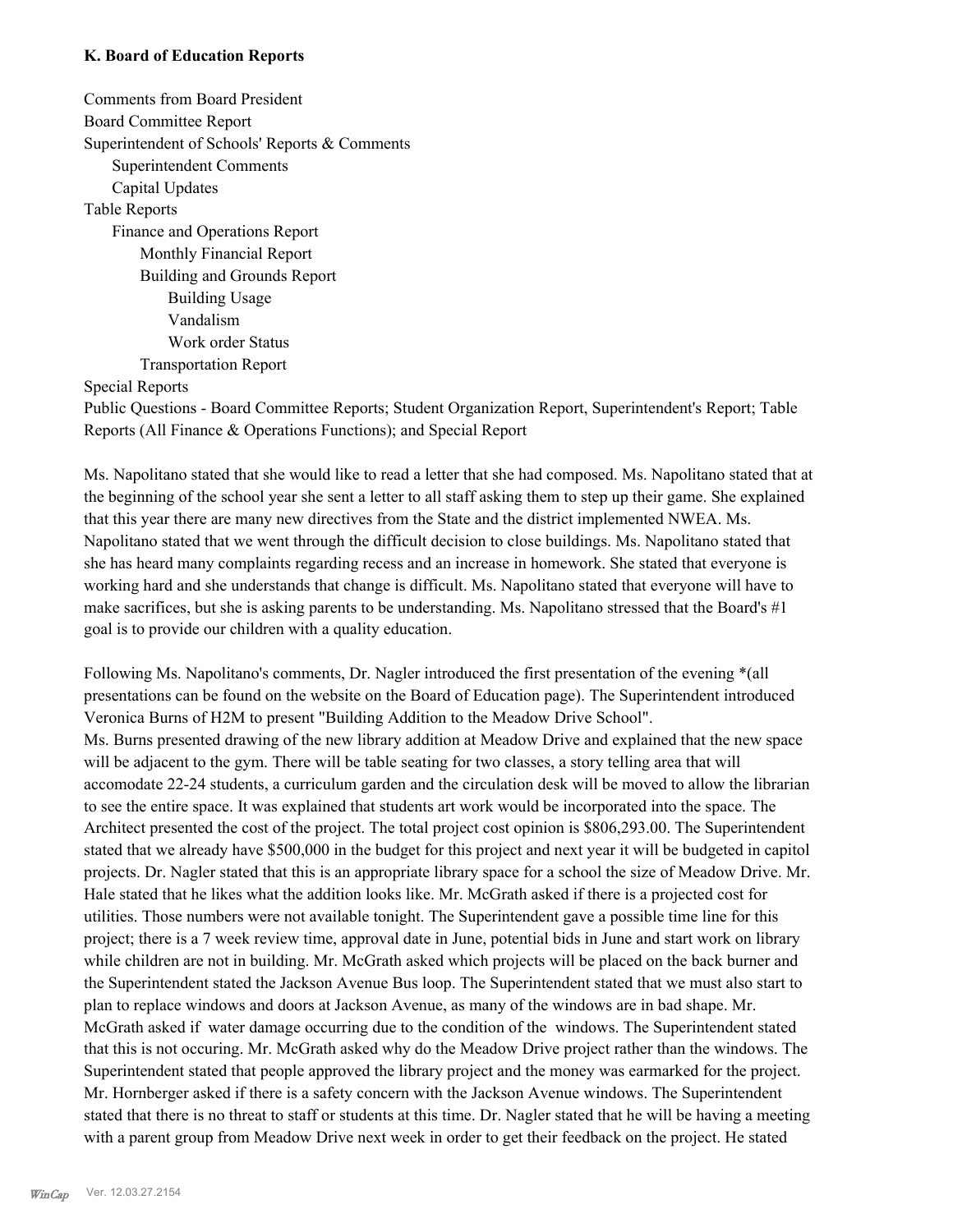**K. Board of Education Reports**

Comments from Board President
Board Committee Report
Superintendent of Schools' Reports & Comments
    Superintendent Comments
    Capital Updates
Table Reports
    Finance and Operations Report
        Monthly Financial Report
        Building and Grounds Report
            Building Usage
            Vandalism
            Work order Status
        Transportation Report
Special Reports
Public Questions - Board Committee Reports; Student Organization Report, Superintendent's Report; Table Reports (All Finance & Operations Functions); and Special Report

Ms. Napolitano stated that she would like to read a letter that she had composed. Ms. Napolitano stated that at the beginning of the school year she sent a letter to all staff asking them to step up their game. She explained that this year there are many new directives from the State and the district implemented NWEA. Ms. Napolitano stated that we went through the difficult decision to close buildings. Ms. Napolitano stated that she has heard many complaints regarding recess and an increase in homework. She stated that everyone is working hard and she understands that change is difficult. Ms. Napolitano stated that everyone will have to make sacrifices, but she is asking parents to be understanding. Ms. Napolitano stressed that the Board's #1 goal is to provide our children with a quality education.

Following Ms. Napolitano's comments, Dr. Nagler introduced the first presentation of the evening *(all presentations can be found on the website on the Board of Education page). The Superintendent introduced Veronica Burns of H2M to present "Building Addition to the Meadow Drive School".
Ms. Burns presented drawing of the new library addition at Meadow Drive and explained that the new space will be adjacent to the gym. There will be table seating for two classes, a story telling area that will accomodate 22-24 students, a curriculum garden and the circulation desk will be moved to allow the librarian to see the entire space. It was explained that students art work would be incorporated into the space. The Architect presented the cost of the project. The total project cost opinion is $806,293.00. The Superintendent stated that we already have $500,000 in the budget for this project and next year it will be budgeted in capitol projects. Dr. Nagler stated that this is an appropriate library space for a school the size of Meadow Drive. Mr. Hale stated that he likes what the addition looks like. Mr. McGrath asked if there is a projected cost for utilities. Those numbers were not available tonight. The Superintendent gave a possible time line for this project; there is a 7 week review time, approval date in June, potential bids in June and start work on library while children are not in building. Mr. McGrath asked which projects will be placed on the back burner and the Superintendent stated the Jackson Avenue Bus loop. The Superintendent stated that we must also start to plan to replace windows and doors at Jackson Avenue, as many of the windows are in bad shape. Mr. McGrath asked if water damage occurring due to the condition of the windows. The Superintendent stated that this is not occuring. Mr. McGrath asked why do the Meadow Drive project rather than the windows. The Superintendent stated that people approved the library project and the money was earmarked for the project. Mr. Hornberger asked if there is a safety concern with the Jackson Avenue windows. The Superintendent stated that there is no threat to staff or students at this time. Dr. Nagler stated that he will be having a meeting with a parent group from Meadow Drive next week in order to get their feedback on the project. He stated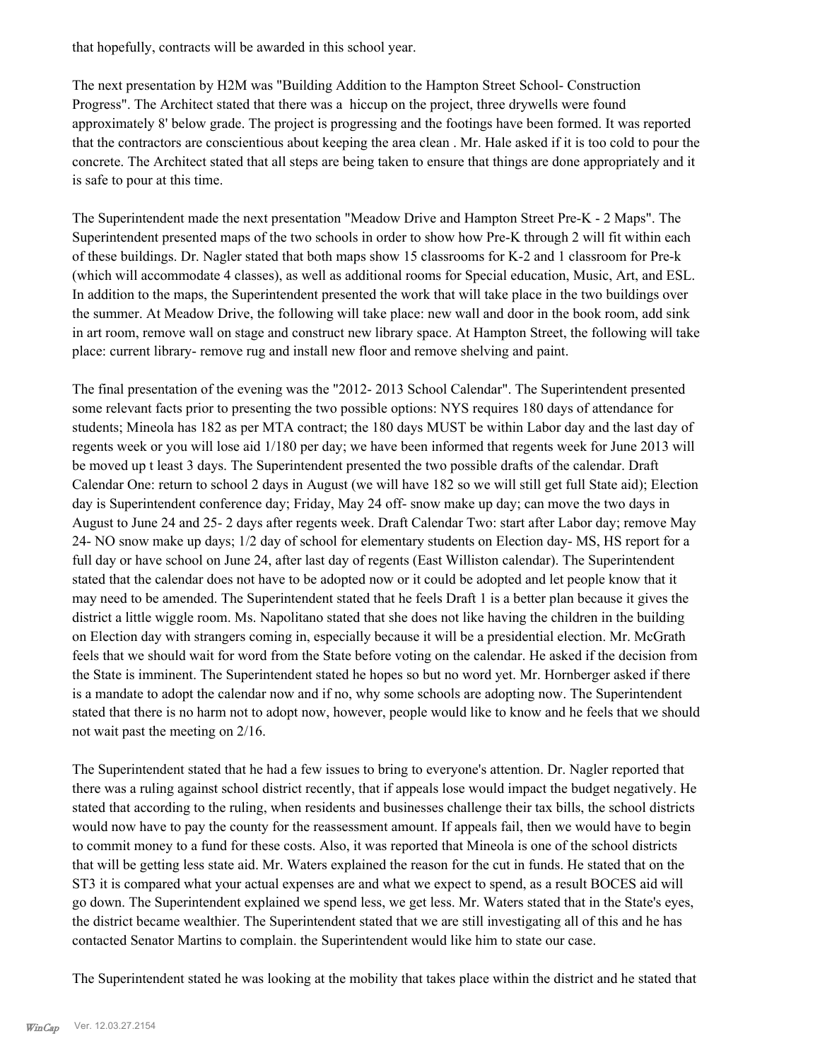that hopefully, contracts will be awarded in this school year.

The next presentation by H2M was "Building Addition to the Hampton Street School- Construction Progress". The Architect stated that there was a hiccup on the project, three drywells were found approximately 8' below grade. The project is progressing and the footings have been formed. It was reported that the contractors are conscientious about keeping the area clean . Mr. Hale asked if it is too cold to pour the concrete. The Architect stated that all steps are being taken to ensure that things are done appropriately and it is safe to pour at this time.

The Superintendent made the next presentation "Meadow Drive and Hampton Street Pre-K - 2 Maps". The Superintendent presented maps of the two schools in order to show how Pre-K through 2 will fit within each of these buildings. Dr. Nagler stated that both maps show 15 classrooms for K-2 and 1 classroom for Pre-k (which will accommodate 4 classes), as well as additional rooms for Special education, Music, Art, and ESL. In addition to the maps, the Superintendent presented the work that will take place in the two buildings over the summer. At Meadow Drive, the following will take place: new wall and door in the book room, add sink in art room, remove wall on stage and construct new library space. At Hampton Street, the following will take place: current library- remove rug and install new floor and remove shelving and paint.

The final presentation of the evening was the "2012- 2013 School Calendar". The Superintendent presented some relevant facts prior to presenting the two possible options: NYS requires 180 days of attendance for students; Mineola has 182 as per MTA contract; the 180 days MUST be within Labor day and the last day of regents week or you will lose aid 1/180 per day; we have been informed that regents week for June 2013 will be moved up t least 3 days. The Superintendent presented the two possible drafts of the calendar. Draft Calendar One: return to school 2 days in August (we will have 182 so we will still get full State aid); Election day is Superintendent conference day; Friday, May 24 off- snow make up day; can move the two days in August to June 24 and 25- 2 days after regents week. Draft Calendar Two: start after Labor day; remove May 24- NO snow make up days; 1/2 day of school for elementary students on Election day- MS, HS report for a full day or have school on June 24, after last day of regents (East Williston calendar). The Superintendent stated that the calendar does not have to be adopted now or it could be adopted and let people know that it may need to be amended. The Superintendent stated that he feels Draft 1 is a better plan because it gives the district a little wiggle room. Ms. Napolitano stated that she does not like having the children in the building on Election day with strangers coming in, especially because it will be a presidential election. Mr. McGrath feels that we should wait for word from the State before voting on the calendar. He asked if the decision from the State is imminent. The Superintendent stated he hopes so but no word yet. Mr. Hornberger asked if there is a mandate to adopt the calendar now and if no, why some schools are adopting now. The Superintendent stated that there is no harm not to adopt now, however, people would like to know and he feels that we should not wait past the meeting on 2/16.

The Superintendent stated that he had a few issues to bring to everyone's attention. Dr. Nagler reported that there was a ruling against school district recently, that if appeals lose would impact the budget negatively. He stated that according to the ruling, when residents and businesses challenge their tax bills, the school districts would now have to pay the county for the reassessment amount. If appeals fail, then we would have to begin to commit money to a fund for these costs. Also, it was reported that Mineola is one of the school districts that will be getting less state aid. Mr. Waters explained the reason for the cut in funds. He stated that on the ST3 it is compared what your actual expenses are and what we expect to spend, as a result BOCES aid will go down. The Superintendent explained we spend less, we get less. Mr. Waters stated that in the State's eyes, the district became wealthier. The Superintendent stated that we are still investigating all of this and he has contacted Senator Martins to complain. the Superintendent would like him to state our case.

The Superintendent stated he was looking at the mobility that takes place within the district and he stated that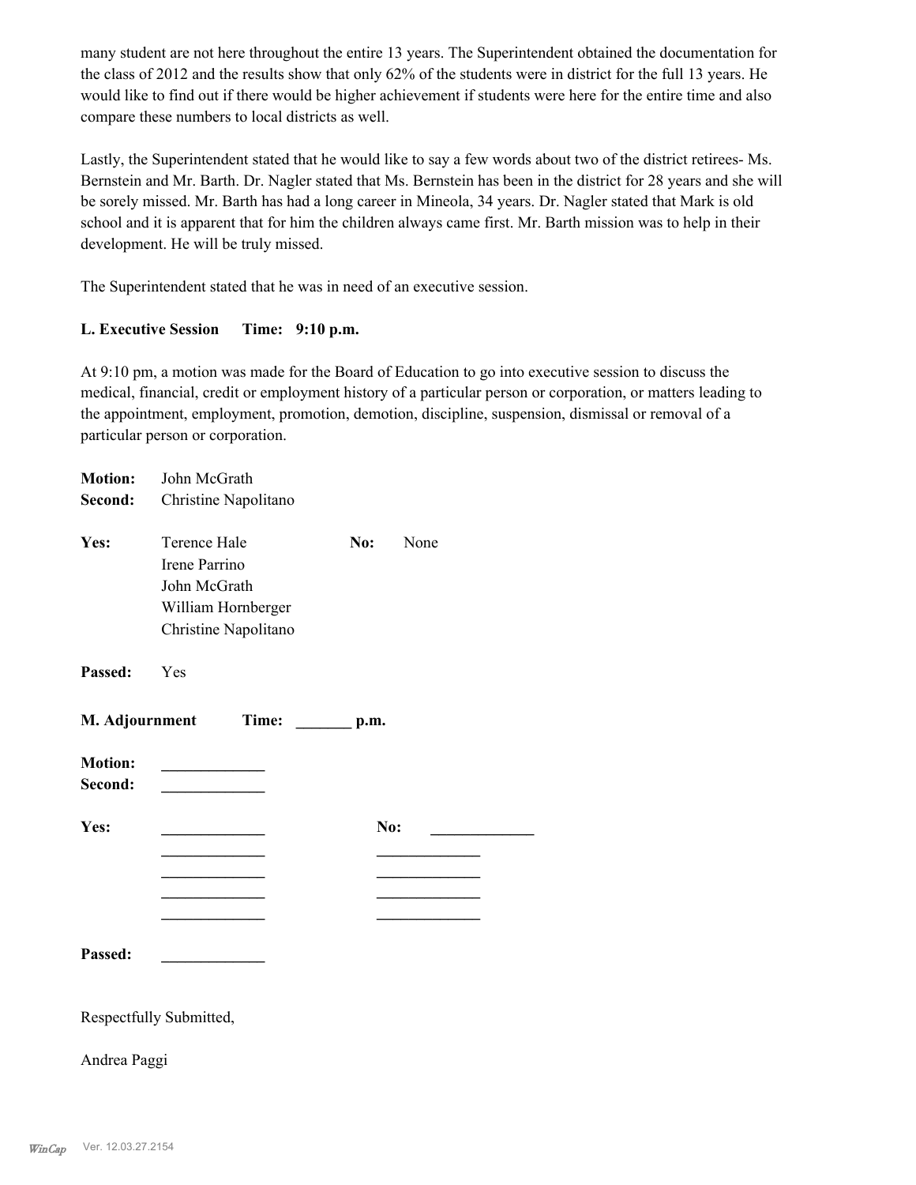many student are not here throughout the entire 13 years. The Superintendent obtained the documentation for the class of 2012 and the results show that only 62% of the students were in district for the full 13 years. He would like to find out if there would be higher achievement if students were here for the entire time and also compare these numbers to local districts as well.

Lastly, the Superintendent stated that he would like to say a few words about two of the district retirees- Ms. Bernstein and Mr. Barth. Dr. Nagler stated that Ms. Bernstein has been in the district for 28 years and she will be sorely missed. Mr. Barth has had a long career in Mineola, 34 years. Dr. Nagler stated that Mark is old school and it is apparent that for him the children always came first. Mr. Barth mission was to help in their development. He will be truly missed.

The Superintendent stated that he was in need of an executive session.

**L. Executive Session Time: 9:10 p.m.**

At 9:10 pm, a motion was made for the Board of Education to go into executive session to discuss the medical, financial, credit or employment history of a particular person or corporation, or matters leading to the appointment, employment, promotion, demotion, discipline, suspension, dismissal or removal of a particular person or corporation.

**Motion:** John McGrath
**Second:** Christine Napolitano

| | | | |
|---|---|---|---|
| **Yes:** | Terence Hale | **No:** | None |
| | Irene Parrino | | |
| | John McGrath | | |
| | William Hornberger | | |
| | Christine Napolitano | | |

**Passed:** Yes

**M. Adjournment Time: _______ p.m.**

**Motion:** _____________
**Second:** _____________

| | | | |
|---|---|---|---|
| **Yes:** | _____________ | **No:** | _____________ |
| | _____________ | | _____________ |
| | _____________ | | _____________ |
| | _____________ | | _____________ |
| | _____________ | | _____________ |

**Passed:** _____________

Respectfully Submitted,

Andrea Paggi